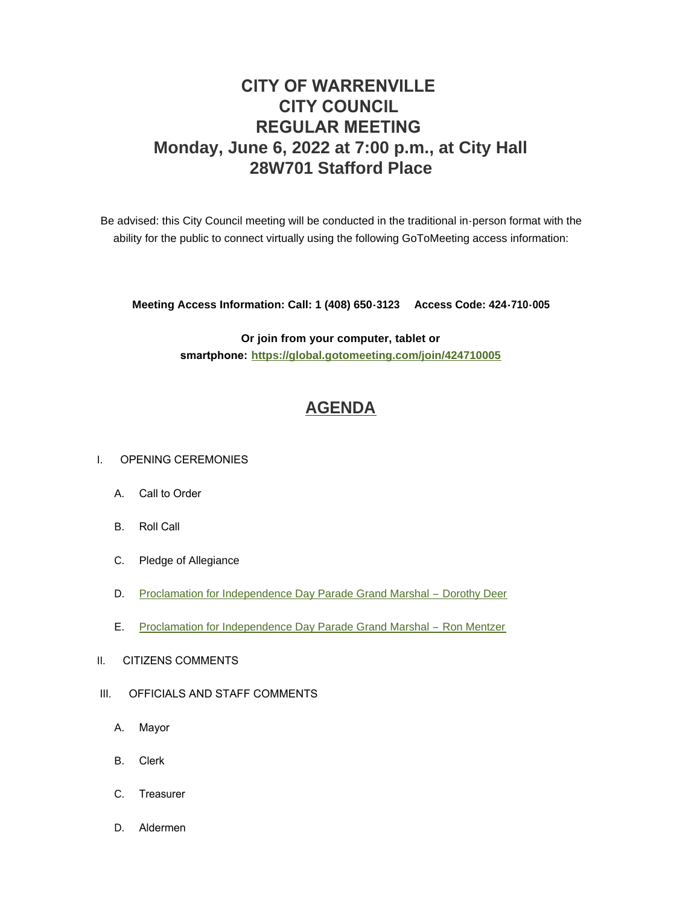# CITY OF WARRENVILLE
# CITY COUNCIL
# REGULAR MEETING
# Monday, June 6, 2022 at 7:00 p.m., at City Hall
# 28W701 Stafford Place

Be advised: this City Council meeting will be conducted in the traditional in-person format with the ability for the public to connect virtually using the following GoToMeeting access information:

**Meeting Access Information: Call: 1 (408) 650-3123     Access Code: 424-710-005**

**Or join from your computer, tablet or smartphone: https://global.gotomeeting.com/join/424710005**

## AGENDA

I. OPENING CEREMONIES

A. Call to Order

B. Roll Call

C. Pledge of Allegiance

D. Proclamation for Independence Day Parade Grand Marshal – Dorothy Deer

E. Proclamation for Independence Day Parade Grand Marshal – Ron Mentzer

II. CITIZENS COMMENTS

III. OFFICIALS AND STAFF COMMENTS

A. Mayor

B. Clerk

C. Treasurer

D. Aldermen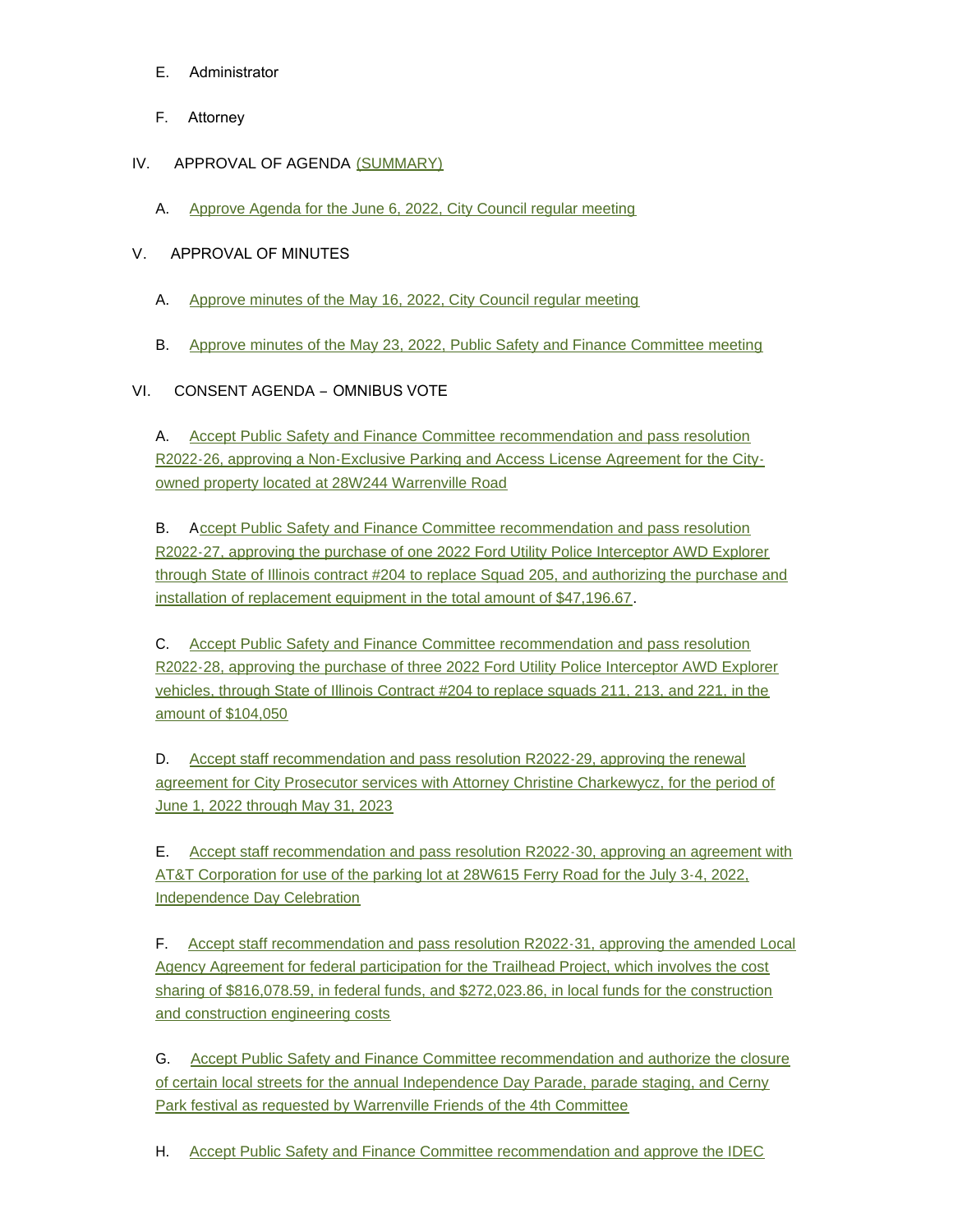E. Administrator

F. Attorney

IV. APPROVAL OF AGENDA (SUMMARY)

A. Approve Agenda for the June 6, 2022, City Council regular meeting

V. APPROVAL OF MINUTES

A. Approve minutes of the May 16, 2022, City Council regular meeting

B. Approve minutes of the May 23, 2022, Public Safety and Finance Committee meeting

VI. CONSENT AGENDA – OMNIBUS VOTE

A. Accept Public Safety and Finance Committee recommendation and pass resolution R2022-26, approving a Non-Exclusive Parking and Access License Agreement for the City-owned property located at 28W244 Warrenville Road

B. Accept Public Safety and Finance Committee recommendation and pass resolution R2022-27, approving the purchase of one 2022 Ford Utility Police Interceptor AWD Explorer through State of Illinois contract #204 to replace Squad 205, and authorizing the purchase and installation of replacement equipment in the total amount of $47,196.67.

C. Accept Public Safety and Finance Committee recommendation and pass resolution R2022-28, approving the purchase of three 2022 Ford Utility Police Interceptor AWD Explorer vehicles, through State of Illinois Contract #204 to replace squads 211, 213, and 221, in the amount of $104,050

D. Accept staff recommendation and pass resolution R2022-29, approving the renewal agreement for City Prosecutor services with Attorney Christine Charkewycz, for the period of June 1, 2022 through May 31, 2023

E. Accept staff recommendation and pass resolution R2022-30, approving an agreement with AT&T Corporation for use of the parking lot at 28W615 Ferry Road for the July 3-4, 2022, Independence Day Celebration

F. Accept staff recommendation and pass resolution R2022-31, approving the amended Local Agency Agreement for federal participation for the Trailhead Project, which involves the cost sharing of $816,078.59, in federal funds, and $272,023.86, in local funds for the construction and construction engineering costs

G. Accept Public Safety and Finance Committee recommendation and authorize the closure of certain local streets for the annual Independence Day Parade, parade staging, and Cerny Park festival as requested by Warrenville Friends of the 4th Committee

H. Accept Public Safety and Finance Committee recommendation and approve the IDEC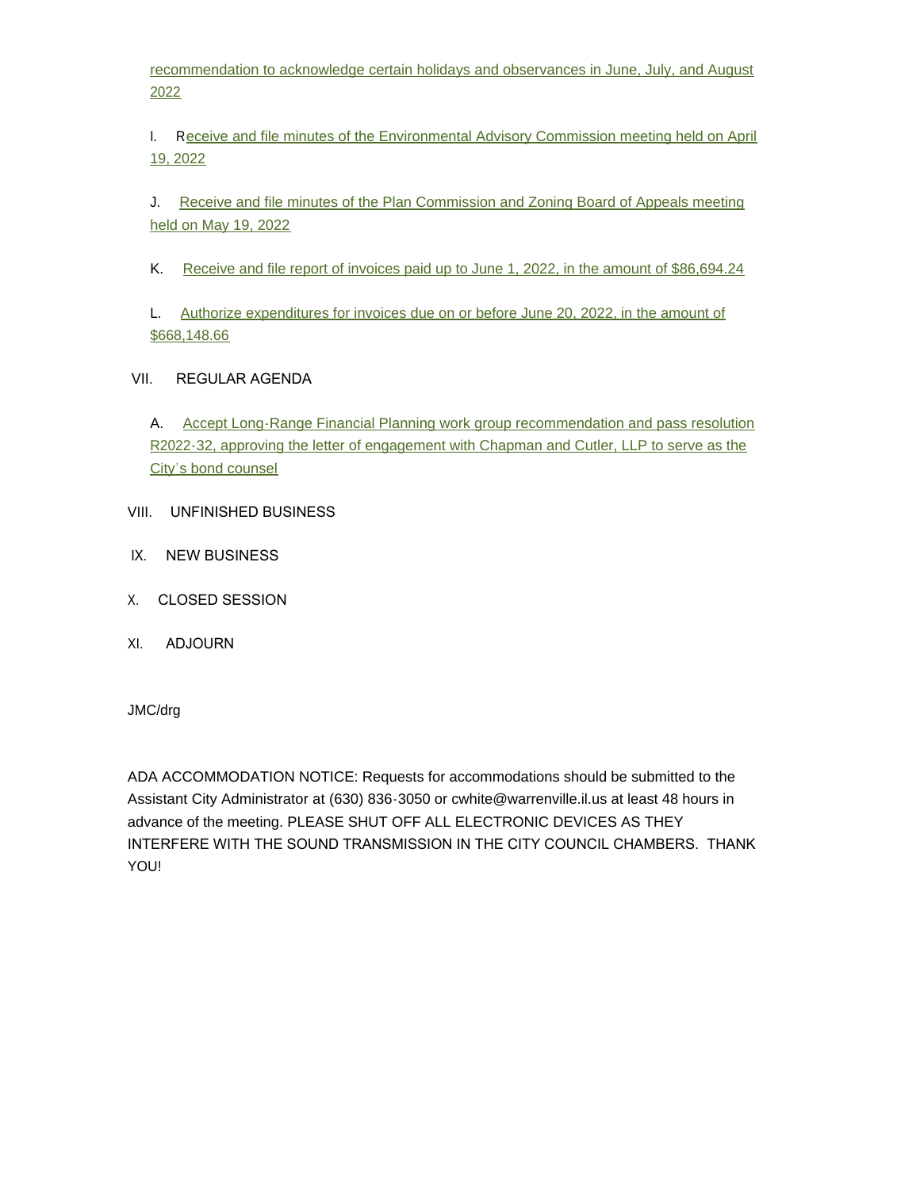recommendation to acknowledge certain holidays and observances in June, July, and August 2022

I. Receive and file minutes of the Environmental Advisory Commission meeting held on April 19, 2022

J. Receive and file minutes of the Plan Commission and Zoning Board of Appeals meeting held on May 19, 2022

K. Receive and file report of invoices paid up to June 1, 2022, in the amount of $86,694.24

L. Authorize expenditures for invoices due on or before June 20, 2022, in the amount of $668,148.66

VII. REGULAR AGENDA

A. Accept Long-Range Financial Planning work group recommendation and pass resolution R2022-32, approving the letter of engagement with Chapman and Cutler, LLP to serve as the City's bond counsel

VIII. UNFINISHED BUSINESS

IX. NEW BUSINESS

X. CLOSED SESSION

XI. ADJOURN

JMC/drg

ADA ACCOMMODATION NOTICE: Requests for accommodations should be submitted to the Assistant City Administrator at (630) 836-3050 or cwhite@warrenville.il.us at least 48 hours in advance of the meeting. PLEASE SHUT OFF ALL ELECTRONIC DEVICES AS THEY INTERFERE WITH THE SOUND TRANSMISSION IN THE CITY COUNCIL CHAMBERS. THANK YOU!